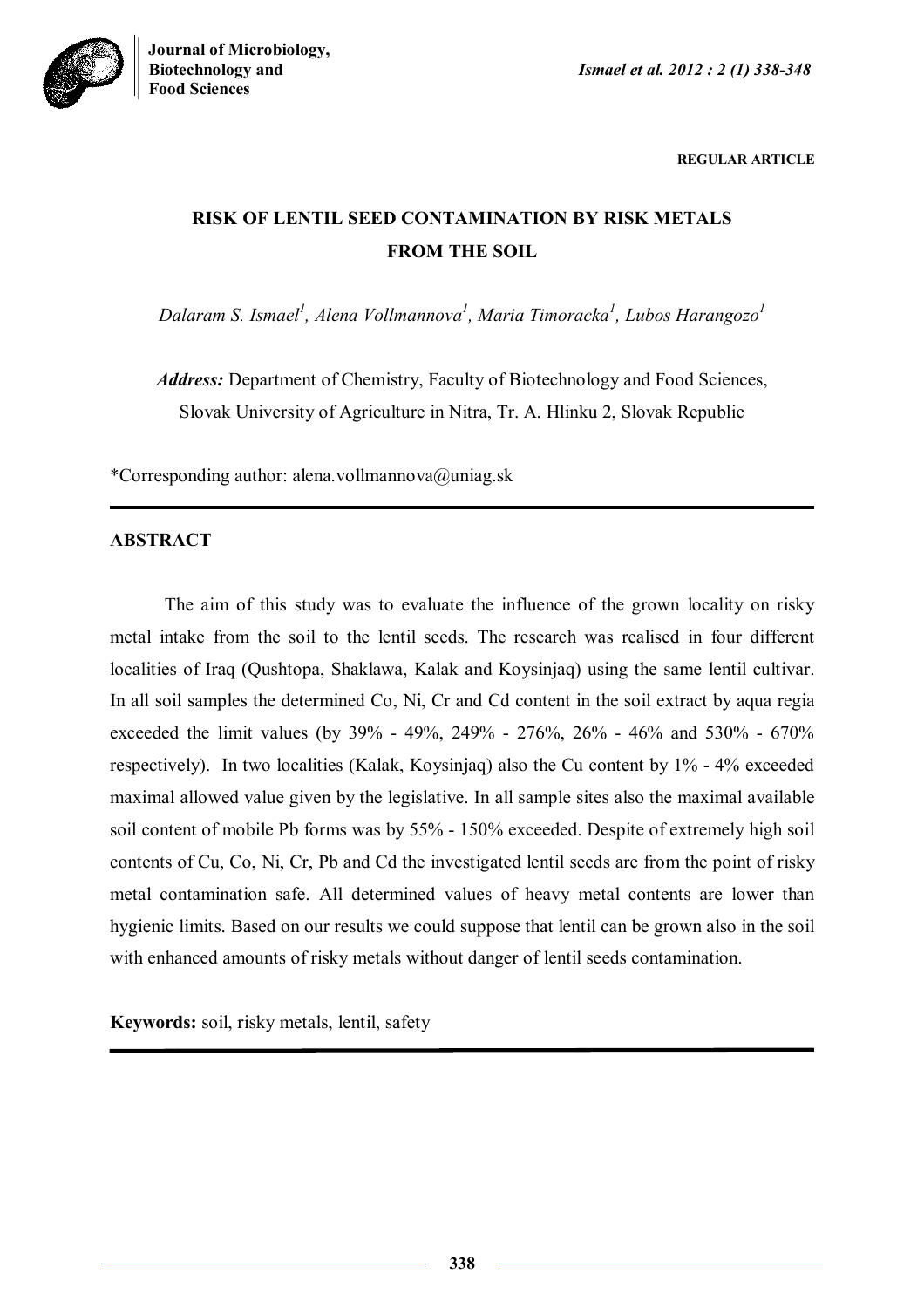REGULAR ARTICLE

# RISK OF LENTIL SEED CONTAMINATION BY RISK METALS FROM THE SOIL

*Dalaram S. Ismael[1], Alena Vollmannova[1], Maria Timoracka[1], Lubos Harangozo[1]*

***Address:*** Department of Chemistry, Faculty of Biotechnology and Food Sciences, Slovak University of Agriculture in Nitra, Tr. A. Hlinku 2, Slovak Republic

*Corresponding author: alena.vollmannova@uniag.sk

## ABSTRACT

The aim of this study was to evaluate the influence of the grown locality on risky metal intake from the soil to the lentil seeds. The research was realised in four different localities of Iraq (Qushtopa, Shaklawa, Kalak and Koysinjaq) using the same lentil cultivar. In all soil samples the determined Co, Ni, Cr and Cd content in the soil extract by aqua regia exceeded the limit values (by 39% - 49%, 249% - 276%, 26% - 46% and 530% - 670% respectively). In two localities (Kalak, Koysinjaq) also the Cu content by 1% - 4% exceeded maximal allowed value given by the legislative. In all sample sites also the maximal available soil content of mobile Pb forms was by 55% - 150% exceeded. Despite of extremely high soil contents of Cu, Co, Ni, Cr, Pb and Cd the investigated lentil seeds are from the point of risky metal contamination safe. All determined values of heavy metal contents are lower than hygienic limits. Based on our results we could suppose that lentil can be grown also in the soil with enhanced amounts of risky metals without danger of lentil seeds contamination.

**Keywords:** soil, risky metals, lentil, safety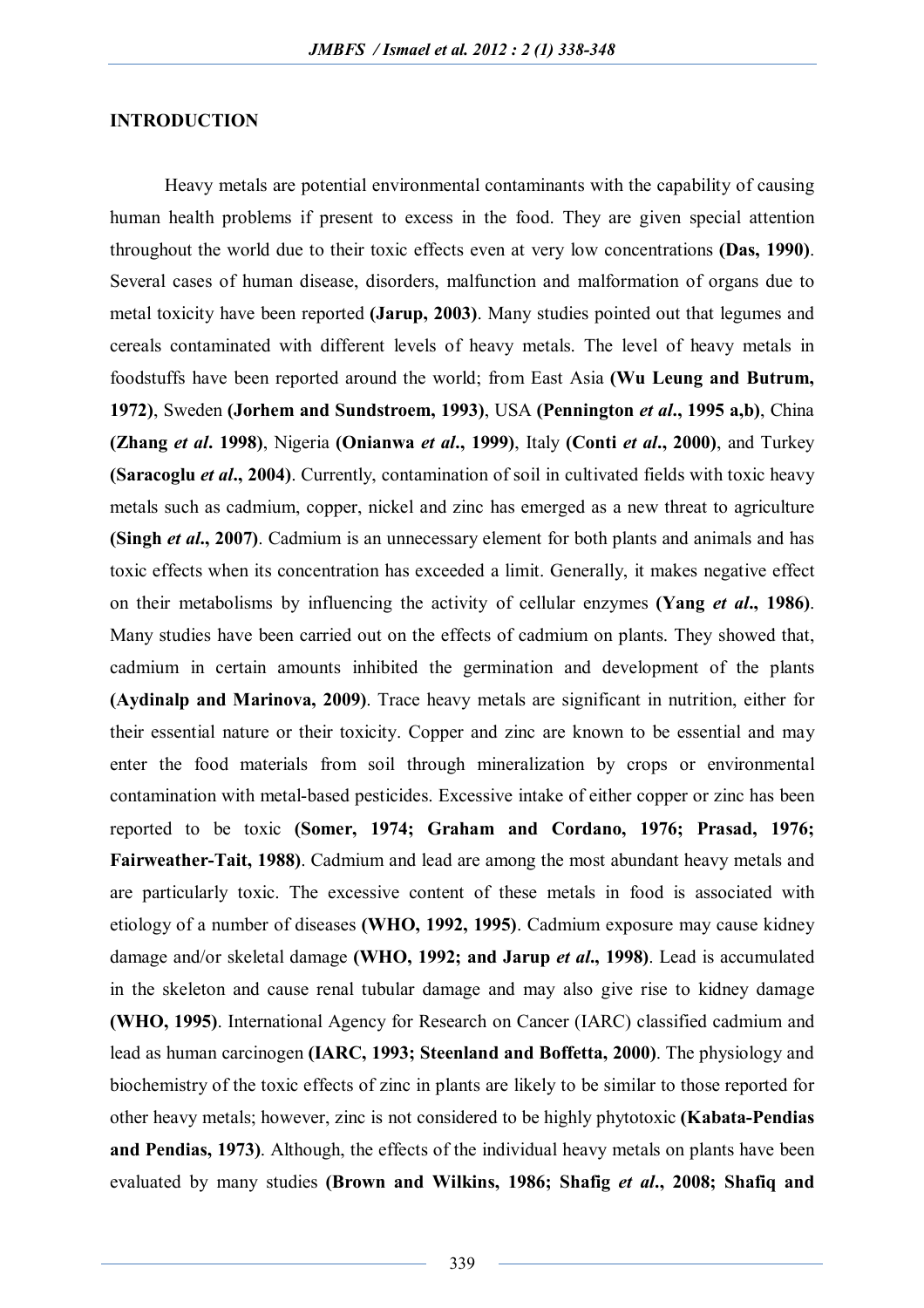## INTRODUCTION

Heavy metals are potential environmental contaminants with the capability of causing human health problems if present to excess in the food. They are given special attention throughout the world due to their toxic effects even at very low concentrations **(Das, 1990)**. Several cases of human disease, disorders, malfunction and malformation of organs due to metal toxicity have been reported **(Jarup, 2003)**. Many studies pointed out that legumes and cereals contaminated with different levels of heavy metals. The level of heavy metals in foodstuffs have been reported around the world; from East Asia **(Wu Leung and Butrum, 1972)**, Sweden **(Jorhem and Sundstroem, 1993)**, USA **(Pennington *et al***., **1995 a,b)**, China **(Zhang *et al***. **1998)**, Nigeria **(Onianwa *et al***., **1999)**, Italy **(Conti *et al***., **2000)**, and Turkey **(Saracoglu *et al***., **2004)**. Currently, contamination of soil in cultivated fields with toxic heavy metals such as cadmium, copper, nickel and zinc has emerged as a new threat to agriculture **(Singh *et al***., **2007)**. Cadmium is an unnecessary element for both plants and animals and has toxic effects when its concentration has exceeded a limit. Generally, it makes negative effect on their metabolisms by influencing the activity of cellular enzymes **(Yang *et al***., **1986)**. Many studies have been carried out on the effects of cadmium on plants. They showed that, cadmium in certain amounts inhibited the germination and development of the plants **(Aydinalp and Marinova, 2009)**. Trace heavy metals are significant in nutrition, either for their essential nature or their toxicity. Copper and zinc are known to be essential and may enter the food materials from soil through mineralization by crops or environmental contamination with metal-based pesticides. Excessive intake of either copper or zinc has been reported to be toxic **(Somer, 1974; Graham and Cordano, 1976; Prasad, 1976; Fairweather-Tait, 1988)**. Cadmium and lead are among the most abundant heavy metals and are particularly toxic. The excessive content of these metals in food is associated with etiology of a number of diseases **(WHO, 1992, 1995)**. Cadmium exposure may cause kidney damage and/or skeletal damage **(WHO, 1992; and Jarup *et al***., **1998)**. Lead is accumulated in the skeleton and cause renal tubular damage and may also give rise to kidney damage **(WHO, 1995)**. International Agency for Research on Cancer (IARC) classified cadmium and lead as human carcinogen **(IARC, 1993; Steenland and Boffetta, 2000)**. The physiology and biochemistry of the toxic effects of zinc in plants are likely to be similar to those reported for other heavy metals; however, zinc is not considered to be highly phytotoxic **(Kabata-Pendias and Pendias, 1973)**. Although, the effects of the individual heavy metals on plants have been evaluated by many studies **(Brown and Wilkins, 1986; Shafig *et al***., **2008; Shafiq and**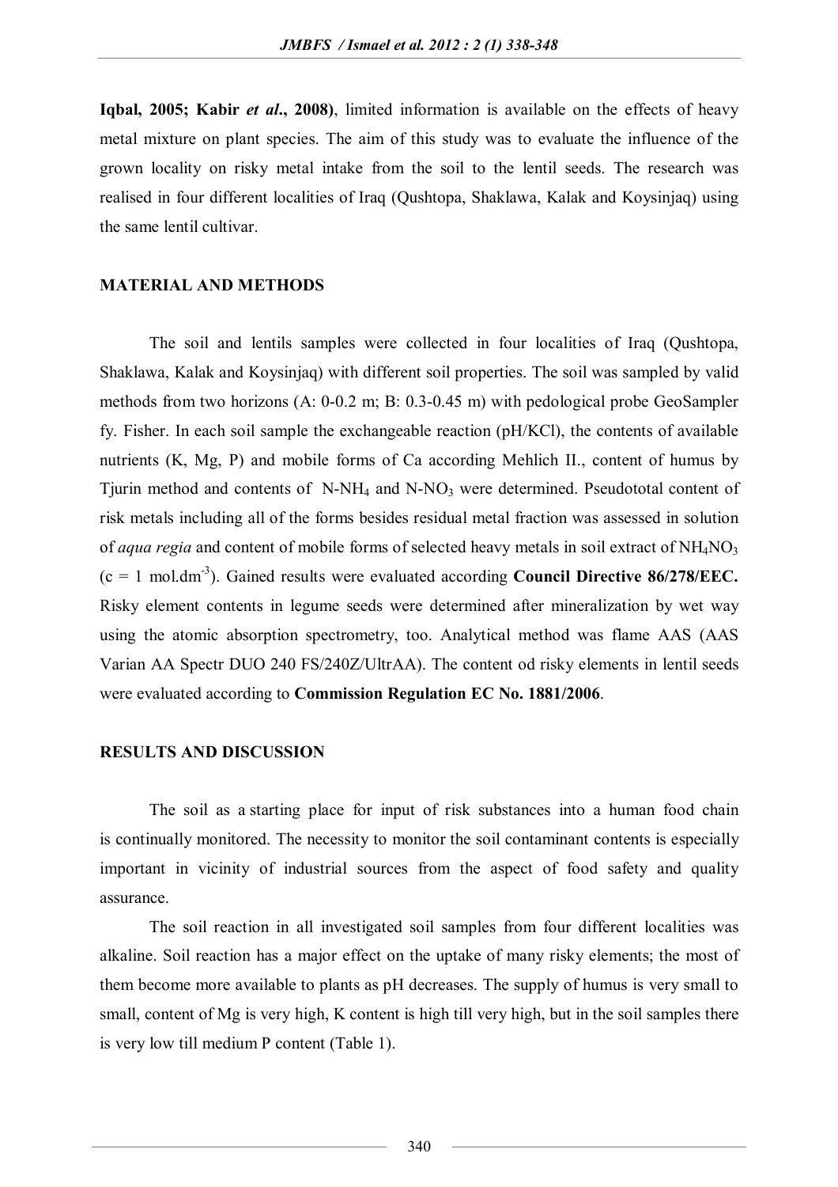**Iqbal, 2005; Kabir *et al*., 2008)**, limited information is available on the effects of heavy metal mixture on plant species. The aim of this study was to evaluate the influence of the grown locality on risky metal intake from the soil to the lentil seeds. The research was realised in four different localities of Iraq (Qushtopa, Shaklawa, Kalak and Koysinjaq) using the same lentil cultivar.

## MATERIAL AND METHODS

The soil and lentils samples were collected in four localities of Iraq (Qushtopa, Shaklawa, Kalak and Koysinjaq) with different soil properties. The soil was sampled by valid methods from two horizons (A: 0-0.2 m; B: 0.3-0.45 m) with pedological probe GeoSampler fy. Fisher. In each soil sample the exchangeable reaction (pH/KCl), the contents of available nutrients (K, Mg, P) and mobile forms of Ca according Mehlich II., content of humus by Tjurin method and contents of $N\text{-}NH_4$ and $N\text{-}NO_3$ were determined. Pseudototal content of risk metals including all of the forms besides residual metal fraction was assessed in solution of *aqua regia* and content of mobile forms of selected heavy metals in soil extract of $NH_4NO_3$ ($c = 1$ $mol.dm^{-3}$). Gained results were evaluated according **Council Directive 86/278/EEC.** Risky element contents in legume seeds were determined after mineralization by wet way using the atomic absorption spectrometry, too. Analytical method was flame AAS (AAS Varian AA Spectr DUO 240 FS/240Z/UltrAA). The content od risky elements in lentil seeds were evaluated according to **Commission Regulation EC No. 1881/2006**.

## RESULTS AND DISCUSSION

The soil as a starting place for input of risk substances into a human food chain is continually monitored. The necessity to monitor the soil contaminant contents is especially important in vicinity of industrial sources from the aspect of food safety and quality assurance.

The soil reaction in all investigated soil samples from four different localities was alkaline. Soil reaction has a major effect on the uptake of many risky elements; the most of them become more available to plants as pH decreases. The supply of humus is very small to small, content of Mg is very high, K content is high till very high, but in the soil samples there is very low till medium P content (Table 1).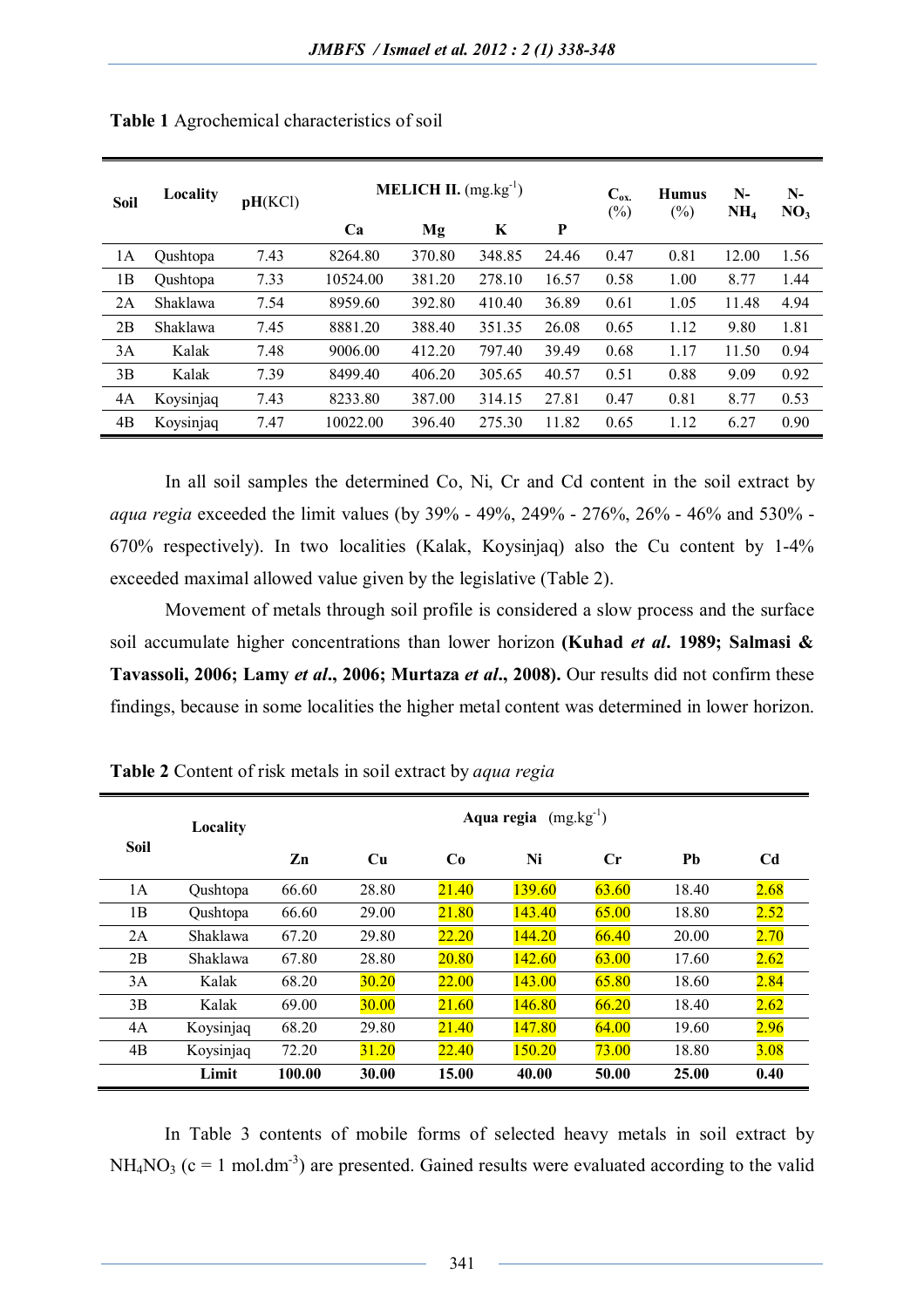**Table 1** Agrochemical characteristics of soil

| Soil | Locality | pH(KCl) | MELICH II. (mg.kg$^{-1}$) | | | | $C_{ox.}$ (%) | Humus (%) | N-$NH_4$ | N-$NO_3$ |
|---|---|---|---|---|---|---|---|---|---|---|
| | | | Ca | Mg | K | P | | | | |
| 1A | Qushtopa | 7.43 | 8264.80 | 370.80 | 348.85 | 24.46 | 0.47 | 0.81 | 12.00 | 1.56 |
| 1B | Qushtopa | 7.33 | 10524.00 | 381.20 | 278.10 | 16.57 | 0.58 | 1.00 | 8.77 | 1.44 |
| 2A | Shaklawa | 7.54 | 8959.60 | 392.80 | 410.40 | 36.89 | 0.61 | 1.05 | 11.48 | 4.94 |
| 2B | Shaklawa | 7.45 | 8881.20 | 388.40 | 351.35 | 26.08 | 0.65 | 1.12 | 9.80 | 1.81 |
| 3A | Kalak | 7.48 | 9006.00 | 412.20 | 797.40 | 39.49 | 0.68 | 1.17 | 11.50 | 0.94 |
| 3B | Kalak | 7.39 | 8499.40 | 406.20 | 305.65 | 40.57 | 0.51 | 0.88 | 9.09 | 0.92 |
| 4A | Koysinjaq | 7.43 | 8233.80 | 387.00 | 314.15 | 27.81 | 0.47 | 0.81 | 8.77 | 0.53 |
| 4B | Koysinjaq | 7.47 | 10022.00 | 396.40 | 275.30 | 11.82 | 0.65 | 1.12 | 6.27 | 0.90 |

In all soil samples the determined Co, Ni, Cr and Cd content in the soil extract by *aqua regia* exceeded the limit values (by 39% - 49%, 249% - 276%, 26% - 46% and 530% - 670% respectively). In two localities (Kalak, Koysinjaq) also the Cu content by 1-4% exceeded maximal allowed value given by the legislative (Table 2).

Movement of metals through soil profile is considered a slow process and the surface soil accumulate higher concentrations than lower horizon **(Kuhad *et al*. 1989; Salmasi & Tavassoli, 2006; Lamy *et al*., 2006; Murtaza *et al*., 2008).** Our results did not confirm these findings, because in some localities the higher metal content was determined in lower horizon.

**Table 2** Content of risk metals in soil extract by *aqua regia*

| Soil | Locality | Aqua regia (mg.kg$^{-1}$) | | | | | | |
|---|---|---|---|---|---|---|---|---|
| | | Zn | Cu | Co | Ni | Cr | Pb | Cd |
| 1A | Qushtopa | 66.60 | 28.80 | 21.40 | 139.60 | 63.60 | 18.40 | 2.68 |
| 1B | Qushtopa | 66.60 | 29.00 | 21.80 | 143.40 | 65.00 | 18.80 | 2.52 |
| 2A | Shaklawa | 67.20 | 29.80 | 22.20 | 144.20 | 66.40 | 20.00 | 2.70 |
| 2B | Shaklawa | 67.80 | 28.80 | 20.80 | 142.60 | 63.00 | 17.60 | 2.62 |
| 3A | Kalak | 68.20 | 30.20 | 22.00 | 143.00 | 65.80 | 18.60 | 2.84 |
| 3B | Kalak | 69.00 | 30.00 | 21.60 | 146.80 | 66.20 | 18.40 | 2.62 |
| 4A | Koysinjaq | 68.20 | 29.80 | 21.40 | 147.80 | 64.00 | 19.60 | 2.96 |
| 4B | Koysinjaq | 72.20 | 31.20 | 22.40 | 150.20 | 73.00 | 18.80 | 3.08 |
| | **Limit** | **100.00** | **30.00** | **15.00** | **40.00** | **50.00** | **25.00** | **0.40** |

In Table 3 contents of mobile forms of selected heavy metals in soil extract by $NH_4NO_3$ (c = 1 mol.dm$^{-3}$) are presented. Gained results were evaluated according to the valid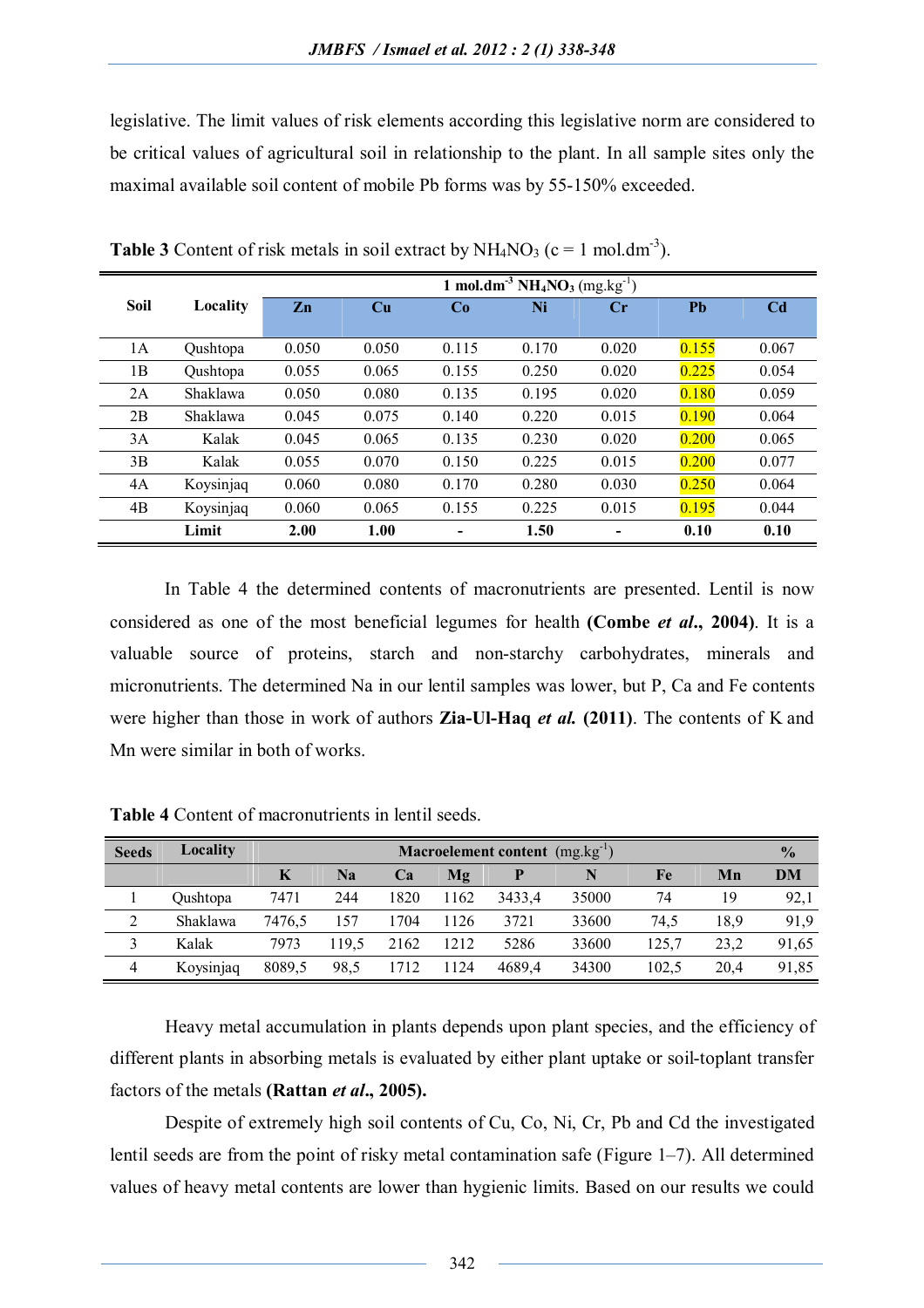legislative. The limit values of risk elements according this legislative norm are considered to be critical values of agricultural soil in relationship to the plant. In all sample sites only the maximal available soil content of mobile Pb forms was by 55-150% exceeded.

**Table 3** Content of risk metals in soil extract by $NH_4NO_3$ ($c = 1$ mol.dm$^{-3}$).

| Soil | Locality | 1 mol.dm$^{-3}$ $NH_4NO_3$ (mg.kg$^{-1}$) | | | | | | |
|---|---|---|---|---|---|---|---|---|
| | | **Zn** | **Cu** | **Co** | **Ni** | **Cr** | **Pb** | **Cd** |
| 1A | Qushtopa | 0.050 | 0.050 | 0.115 | 0.170 | 0.020 | 0.155 | 0.067 |
| 1B | Qushtopa | 0.055 | 0.065 | 0.155 | 0.250 | 0.020 | 0.225 | 0.054 |
| 2A | Shaklawa | 0.050 | 0.080 | 0.135 | 0.195 | 0.020 | 0.180 | 0.059 |
| 2B | Shaklawa | 0.045 | 0.075 | 0.140 | 0.220 | 0.015 | 0.190 | 0.064 |
| 3A | Kalak | 0.045 | 0.065 | 0.135 | 0.230 | 0.020 | 0.200 | 0.065 |
| 3B | Kalak | 0.055 | 0.070 | 0.150 | 0.225 | 0.015 | 0.200 | 0.077 |
| 4A | Koysinjaq | 0.060 | 0.080 | 0.170 | 0.280 | 0.030 | 0.250 | 0.064 |
| 4B | Koysinjaq | 0.060 | 0.065 | 0.155 | 0.225 | 0.015 | 0.195 | 0.044 |
| | **Limit** | **2.00** | **1.00** | **-** | **1.50** | **-** | **0.10** | **0.10** |

In Table 4 the determined contents of macronutrients are presented. Lentil is now considered as one of the most beneficial legumes for health **(Combe *et al*., 2004)**. It is a valuable source of proteins, starch and non-starchy carbohydrates, minerals and micronutrients. The determined Na in our lentil samples was lower, but P, Ca and Fe contents were higher than those in work of authors **Zia-Ul-Haq *et al.* (2011)**. The contents of K and Mn were similar in both of works.

**Table 4** Content of macronutrients in lentil seeds.

| Seeds | Locality | Macroelement content (mg.kg$^{-1}$) | | | | | | | | % |
|---|---|---|---|---|---|---|---|---|---|---|
| | | **K** | **Na** | **Ca** | **Mg** | **P** | **N** | **Fe** | **Mn** | **DM** |
| 1 | Qushtopa | 7471 | 244 | 1820 | 1162 | 3433,4 | 35000 | 74 | 19 | 92,1 |
| 2 | Shaklawa | 7476,5 | 157 | 1704 | 1126 | 3721 | 33600 | 74,5 | 18,9 | 91,9 |
| 3 | Kalak | 7973 | 119,5 | 2162 | 1212 | 5286 | 33600 | 125,7 | 23,2 | 91,65 |
| 4 | Koysinjaq | 8089,5 | 98,5 | 1712 | 1124 | 4689,4 | 34300 | 102,5 | 20,4 | 91,85 |

Heavy metal accumulation in plants depends upon plant species, and the efficiency of different plants in absorbing metals is evaluated by either plant uptake or soil-toplant transfer factors of the metals **(Rattan *et al*., 2005).**

Despite of extremely high soil contents of Cu, Co, Ni, Cr, Pb and Cd the investigated lentil seeds are from the point of risky metal contamination safe (Figure 1–7). All determined values of heavy metal contents are lower than hygienic limits. Based on our results we could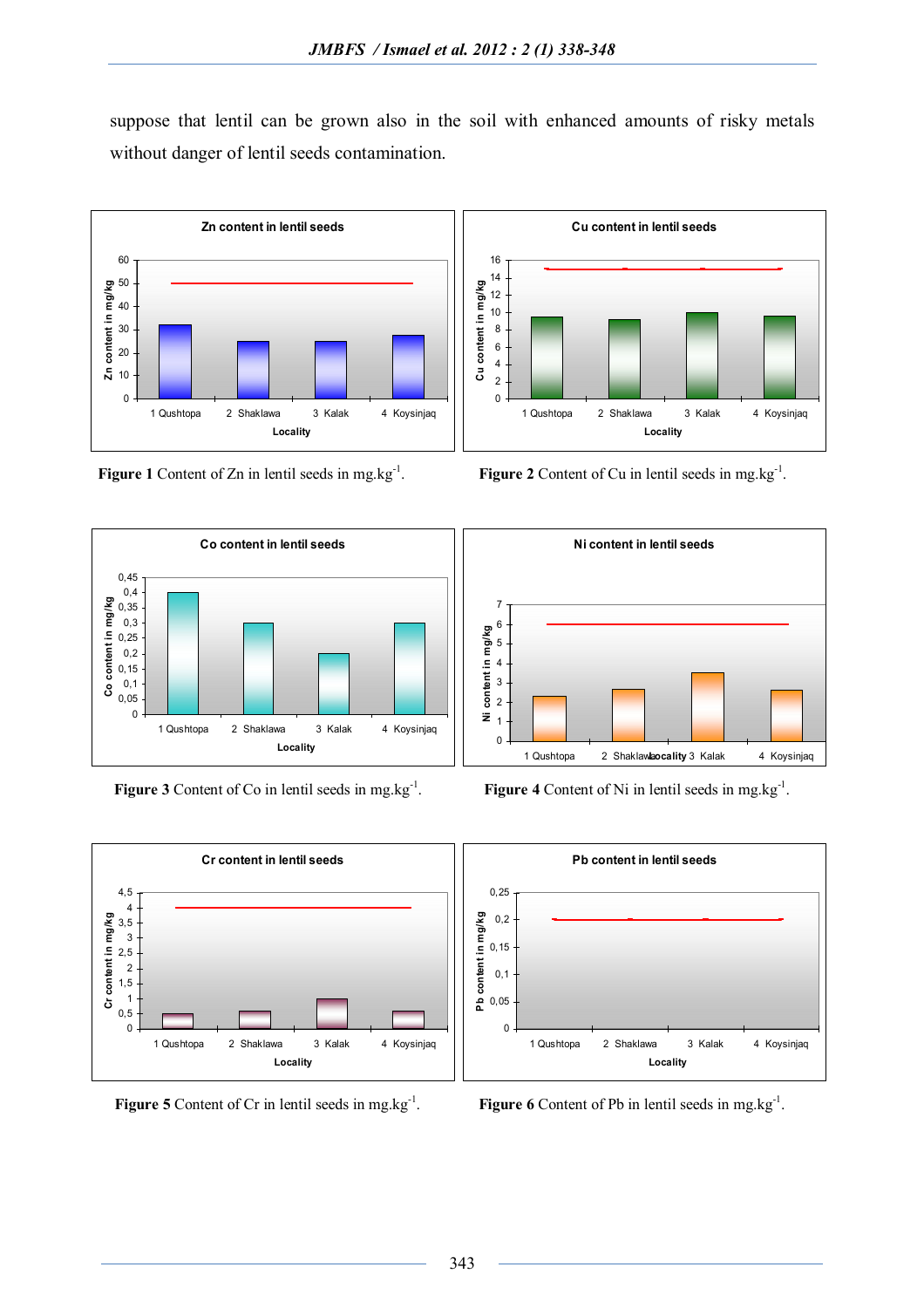suppose that lentil can be grown also in the soil with enhanced amounts of risky metals without danger of lentil seeds contamination.

**Figure 1** Content of Zn in lentil seeds in mg.kg$^{-1}$.

**Figure 2** Content of Cu in lentil seeds in mg.kg$^{-1}$.

**Figure 3** Content of Co in lentil seeds in mg.kg$^{-1}$.

**Figure 4** Content of Ni in lentil seeds in mg.kg$^{-1}$.

**Figure 5** Content of Cr in lentil seeds in mg.kg$^{-1}$.

**Figure 6** Content of Pb in lentil seeds in mg.kg$^{-1}$.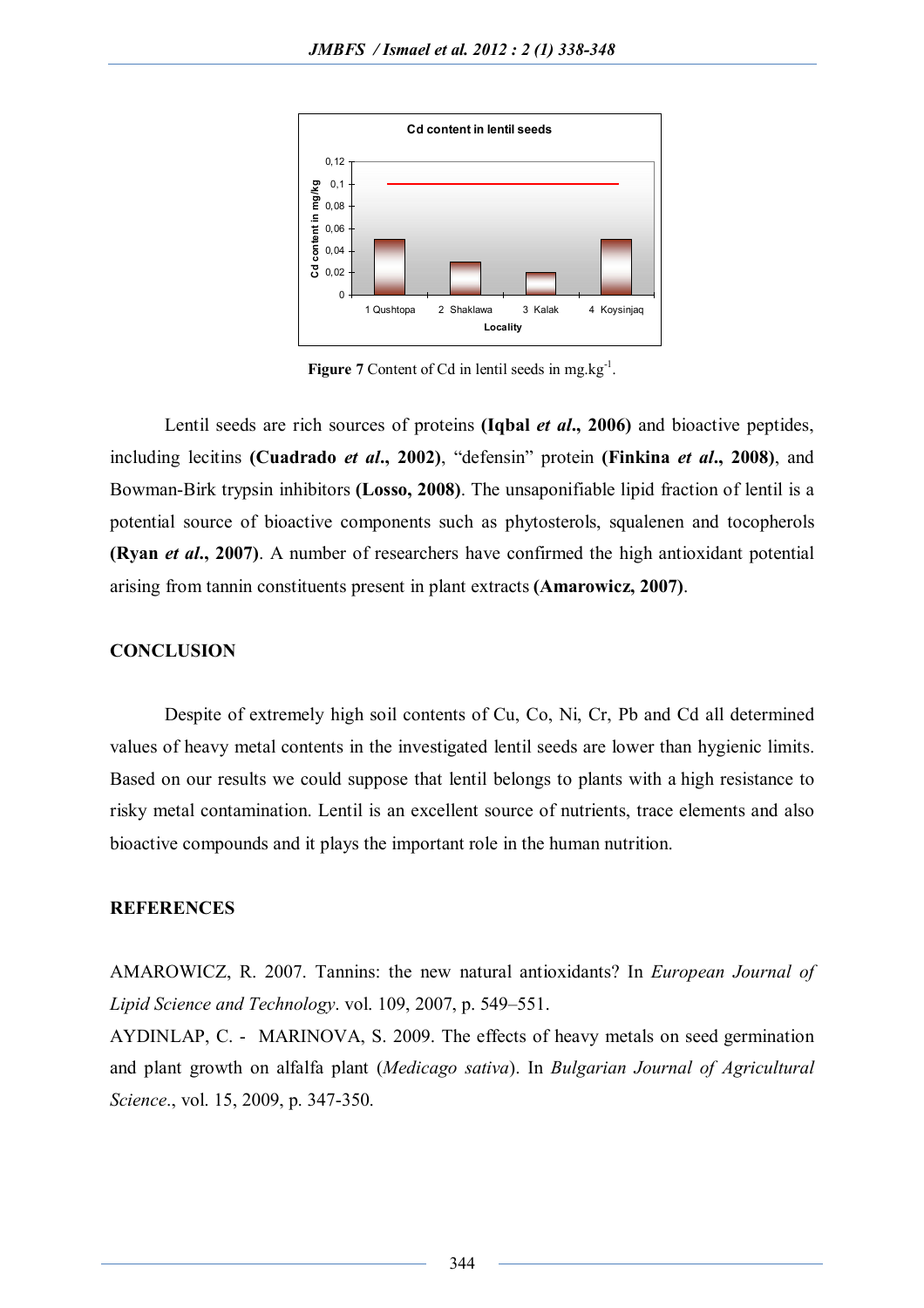**Figure 7** Content of Cd in lentil seeds in mg.kg$^{-1}$.

Lentil seeds are rich sources of proteins **(Iqbal *et al*., 2006)** and bioactive peptides, including lecitins **(Cuadrado *et al*., 2002)**, "defensin" protein **(Finkina *et al*., 2008)**, and Bowman-Birk trypsin inhibitors **(Losso, 2008)**. The unsaponifiable lipid fraction of lentil is a potential source of bioactive components such as phytosterols, squalenen and tocopherols **(Ryan *et al*., 2007)**. A number of researchers have confirmed the high antioxidant potential arising from tannin constituents present in plant extracts **(Amarowicz, 2007)**.

## CONCLUSION

Despite of extremely high soil contents of Cu, Co, Ni, Cr, Pb and Cd all determined values of heavy metal contents in the investigated lentil seeds are lower than hygienic limits. Based on our results we could suppose that lentil belongs to plants with a high resistance to risky metal contamination. Lentil is an excellent source of nutrients, trace elements and also bioactive compounds and it plays the important role in the human nutrition.

## REFERENCES

AMAROWICZ, R. 2007. Tannins: the new natural antioxidants? In *European Journal of Lipid Science and Technology*. vol. 109, 2007, p. 549–551.

AYDINLAP, C. - MARINOVA, S. 2009. The effects of heavy metals on seed germination and plant growth on alfalfa plant (*Medicago sativa*). In *Bulgarian Journal of Agricultural Science*., vol. 15, 2009, p. 347-350.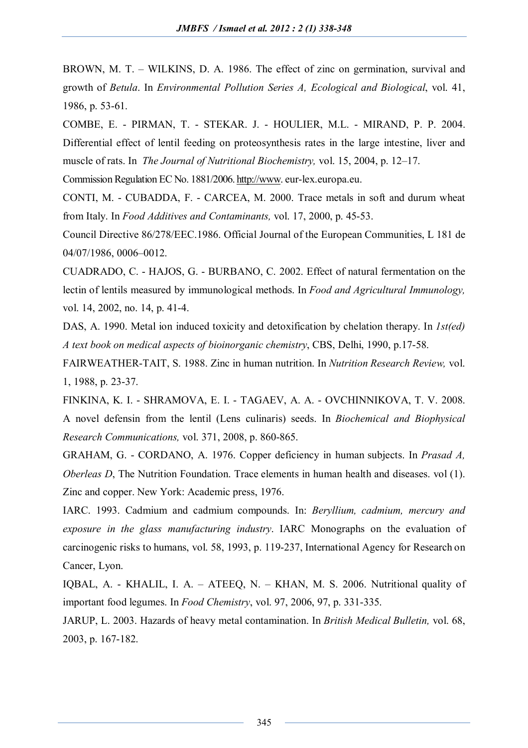BROWN, M. T. – WILKINS, D. A. 1986. The effect of zinc on germination, survival and growth of *Betula*. In *Environmental Pollution Series A, Ecological and Biological*, vol. 41, 1986, p. 53-61.

COMBE, E. - PIRMAN, T. - STEKAR. J. - HOULIER, M.L. - MIRAND, P. P. 2004. Differential effect of lentil feeding on proteosynthesis rates in the large intestine, liver and muscle of rats. In *The Journal of Nutritional Biochemistry,* vol. 15, 2004, p. 12–17.

Commission Regulation EC No. 1881/2006. http://www. eur-lex.europa.eu.

CONTI, M. - CUBADDA, F. - CARCEA, M. 2000. Trace metals in soft and durum wheat from Italy. In *Food Additives and Contaminants,* vol. 17, 2000, p. 45-53.

Council Directive 86/278/EEC.1986. Official Journal of the European Communities, L 181 de 04/07/1986, 0006–0012.

CUADRADO, C. - HAJOS, G. - BURBANO, C. 2002. Effect of natural fermentation on the lectin of lentils measured by immunological methods. In *Food and Agricultural Immunology,* vol. 14, 2002, no. 14, p. 41-4.

DAS, A. 1990. Metal ion induced toxicity and detoxification by chelation therapy. In *1st(ed) A text book on medical aspects of bioinorganic chemistry*, CBS, Delhi, 1990, p.17-58.

FAIRWEATHER-TAIT, S. 1988. Zinc in human nutrition. In *Nutrition Research Review,* vol. 1, 1988, p. 23-37.

FINKINA, K. I. - SHRAMOVA, E. I. - TAGAEV, A. A. - OVCHINNIKOVA, T. V. 2008. A novel defensin from the lentil (Lens culinaris) seeds. In *Biochemical and Biophysical Research Communications,* vol. 371, 2008, p. 860-865.

GRAHAM, G. - CORDANO, A. 1976. Copper deficiency in human subjects. In *Prasad A, Oberleas D*, The Nutrition Foundation. Trace elements in human health and diseases. vol (1). Zinc and copper. New York: Academic press, 1976.

IARC. 1993. Cadmium and cadmium compounds. In: *Beryllium, cadmium, mercury and exposure in the glass manufacturing industry*. IARC Monographs on the evaluation of carcinogenic risks to humans, vol. 58, 1993, p. 119-237, International Agency for Research on Cancer, Lyon.

IQBAL, A. - KHALIL, I. A. – ATEEQ, N. – KHAN, M. S. 2006. Nutritional quality of important food legumes. In *Food Chemistry*, vol. 97, 2006, 97, p. 331-335.

JARUP, L. 2003. Hazards of heavy metal contamination. In *British Medical Bulletin,* vol. 68, 2003, p. 167-182.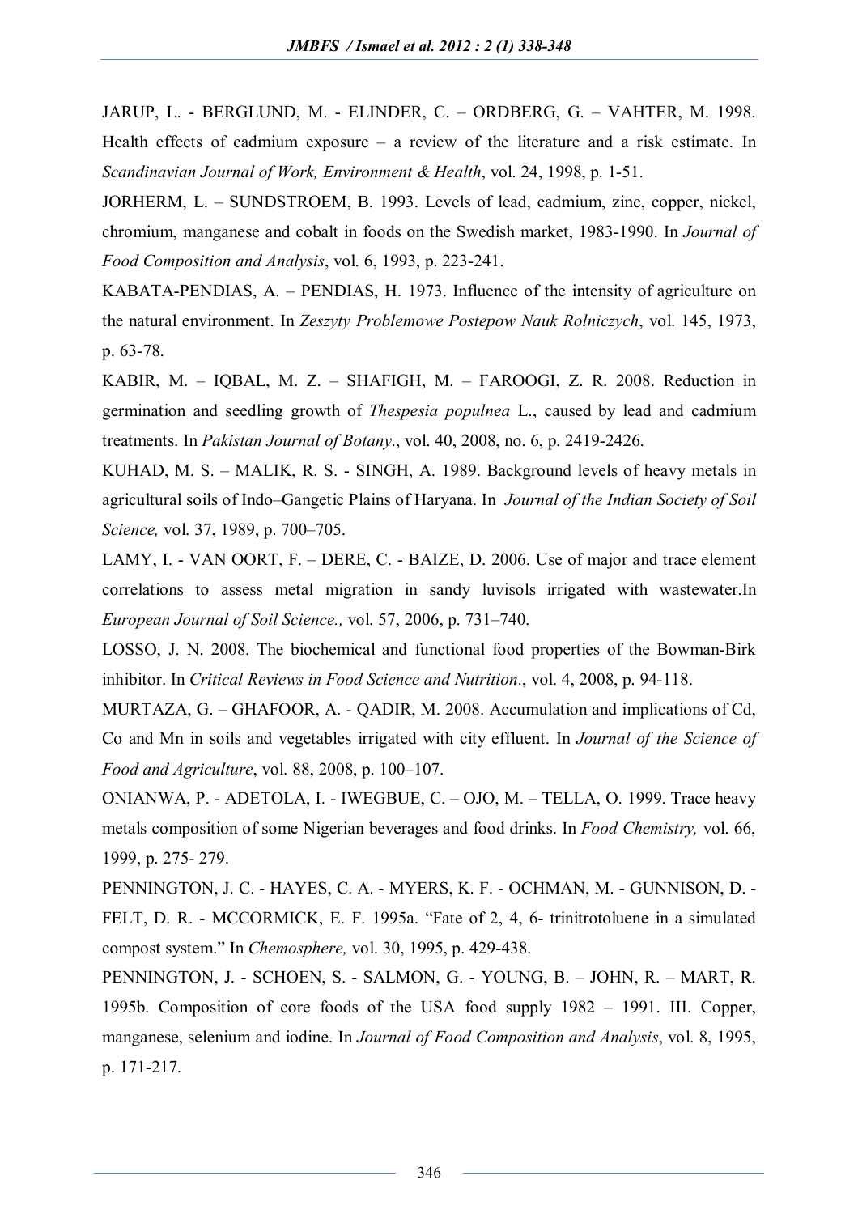JARUP, L. - BERGLUND, M. - ELINDER, C. – ORDBERG, G. – VAHTER, M. 1998. Health effects of cadmium exposure – a review of the literature and a risk estimate. In *Scandinavian Journal of Work, Environment & Health*, vol. 24, 1998, p. 1-51.

JORHERM, L. – SUNDSTROEM, B. 1993. Levels of lead, cadmium, zinc, copper, nickel, chromium, manganese and cobalt in foods on the Swedish market, 1983-1990. In *Journal of Food Composition and Analysis*, vol. 6, 1993, p. 223-241.

KABATA-PENDIAS, A. – PENDIAS, H. 1973. Influence of the intensity of agriculture on the natural environment. In *Zeszyty Problemowe Postepow Nauk Rolniczych*, vol. 145, 1973, p. 63-78.

KABIR, M. – IQBAL, M. Z. – SHAFIGH, M. – FAROOGI, Z. R. 2008. Reduction in germination and seedling growth of *Thespesia populnea* L., caused by lead and cadmium treatments. In *Pakistan Journal of Botany*., vol. 40, 2008, no. 6, p. 2419-2426.

KUHAD, M. S. – MALIK, R. S. - SINGH, A. 1989. Background levels of heavy metals in agricultural soils of Indo–Gangetic Plains of Haryana. In *Journal of the Indian Society of Soil Science,* vol. 37, 1989, p. 700–705.

LAMY, I. - VAN OORT, F. – DERE, C. - BAIZE, D. 2006. Use of major and trace element correlations to assess metal migration in sandy luvisols irrigated with wastewater.In *European Journal of Soil Science.,* vol. 57, 2006, p. 731–740.

LOSSO, J. N. 2008. The biochemical and functional food properties of the Bowman-Birk inhibitor. In *Critical Reviews in Food Science and Nutrition*., vol. 4, 2008, p. 94-118.

MURTAZA, G. – GHAFOOR, A. - QADIR, M. 2008. Accumulation and implications of Cd, Co and Mn in soils and vegetables irrigated with city effluent. In *Journal of the Science of Food and Agriculture*, vol. 88, 2008, p. 100–107.

ONIANWA, P. - ADETOLA, I. - IWEGBUE, C. – OJO, M. – TELLA, O. 1999. Trace heavy metals composition of some Nigerian beverages and food drinks. In *Food Chemistry,* vol. 66, 1999, p. 275- 279.

PENNINGTON, J. C. - HAYES, C. A. - MYERS, K. F. - OCHMAN, M. - GUNNISON, D. - FELT, D. R. - MCCORMICK, E. F. 1995a. "Fate of 2, 4, 6- trinitrotoluene in a simulated compost system." In *Chemosphere,* vol. 30, 1995, p. 429-438.

PENNINGTON, J. - SCHOEN, S. - SALMON, G. - YOUNG, B. – JOHN, R. – MART, R. 1995b. Composition of core foods of the USA food supply 1982 – 1991. III. Copper, manganese, selenium and iodine. In *Journal of Food Composition and Analysis*, vol. 8, 1995, p. 171-217.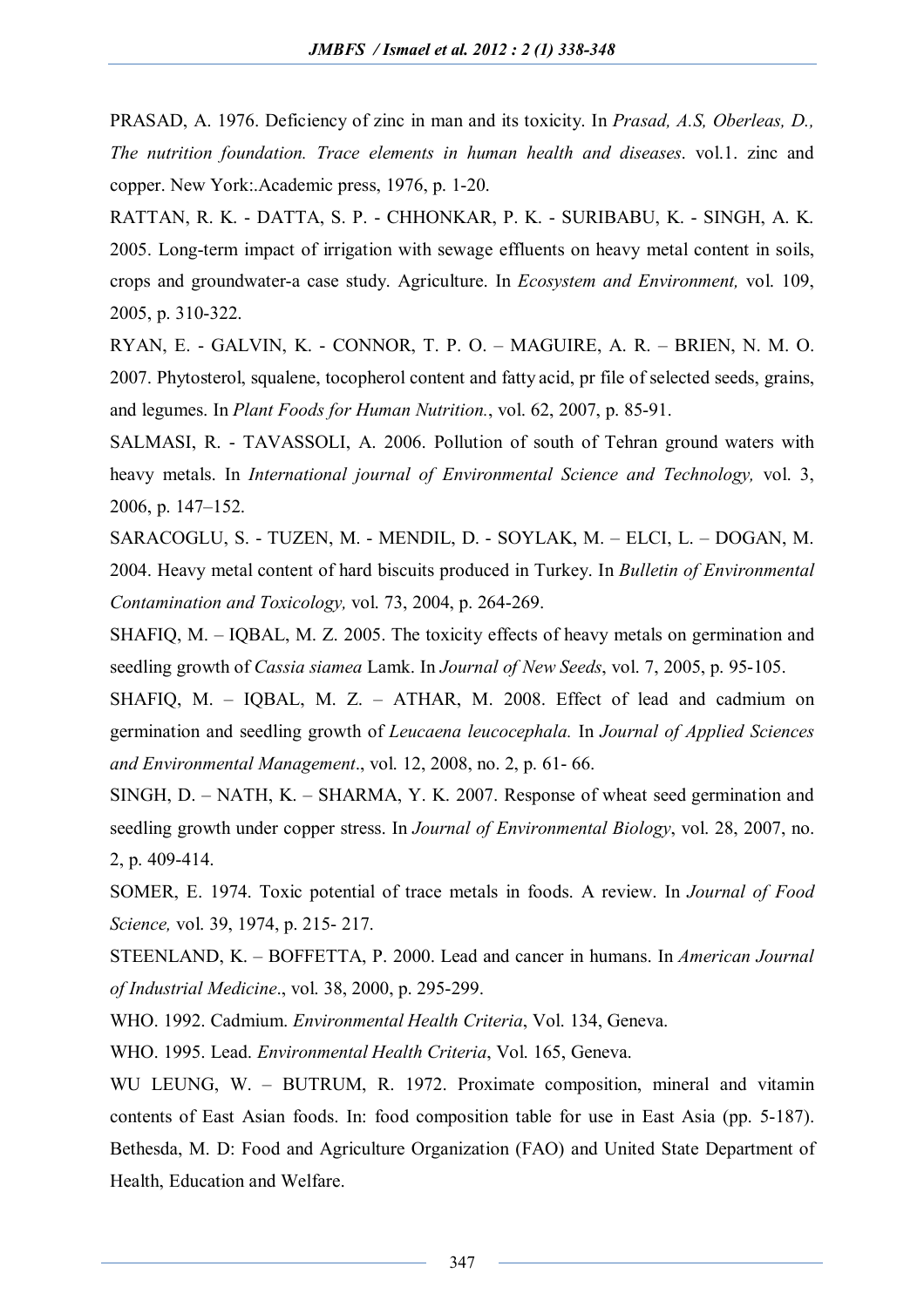PRASAD, A. 1976. Deficiency of zinc in man and its toxicity. In *Prasad, A.S, Oberleas, D., The nutrition foundation. Trace elements in human health and diseases*. vol.1. zinc and copper. New York:.Academic press, 1976, p. 1-20.

RATTAN, R. K. - DATTA, S. P. - CHHONKAR, P. K. - SURIBABU, K. - SINGH, A. K. 2005. Long-term impact of irrigation with sewage effluents on heavy metal content in soils, crops and groundwater-a case study. Agriculture. In *Ecosystem and Environment,* vol. 109, 2005, p. 310-322.

RYAN, E. - GALVIN, K. - CONNOR, T. P. O. – MAGUIRE, A. R. – BRIEN, N. M. O. 2007. Phytosterol, squalene, tocopherol content and fatty acid, pr file of selected seeds, grains, and legumes. In *Plant Foods for Human Nutrition.*, vol. 62, 2007, p. 85-91.

SALMASI, R. - TAVASSOLI, A. 2006. Pollution of south of Tehran ground waters with heavy metals. In *International journal of Environmental Science and Technology,* vol. 3, 2006, p. 147–152.

SARACOGLU, S. - TUZEN, M. - MENDIL, D. - SOYLAK, M. – ELCI, L. – DOGAN, M. 2004. Heavy metal content of hard biscuits produced in Turkey. In *Bulletin of Environmental Contamination and Toxicology,* vol. 73, 2004, p. 264-269.

SHAFIQ, M. – IQBAL, M. Z. 2005. The toxicity effects of heavy metals on germination and seedling growth of *Cassia siamea* Lamk. In *Journal of New Seeds*, vol. 7, 2005, p. 95-105.

SHAFIQ, M. – IQBAL, M. Z. – ATHAR, M. 2008. Effect of lead and cadmium on germination and seedling growth of *Leucaena leucocephala.* In *Journal of Applied Sciences and Environmental Management*., vol. 12, 2008, no. 2, p. 61- 66.

SINGH, D. – NATH, K. – SHARMA, Y. K. 2007. Response of wheat seed germination and seedling growth under copper stress. In *Journal of Environmental Biology*, vol. 28, 2007, no. 2, p. 409-414.

SOMER, E. 1974. Toxic potential of trace metals in foods. A review. In *Journal of Food Science,* vol. 39, 1974, p. 215- 217.

STEENLAND, K. – BOFFETTA, P. 2000. Lead and cancer in humans. In *American Journal of Industrial Medicine*., vol. 38, 2000, p. 295-299.

WHO. 1992. Cadmium. *Environmental Health Criteria*, Vol. 134, Geneva.

WHO. 1995. Lead. *Environmental Health Criteria*, Vol. 165, Geneva.

WU LEUNG, W. – BUTRUM, R. 1972. Proximate composition, mineral and vitamin contents of East Asian foods. In: food composition table for use in East Asia (pp. 5-187). Bethesda, M. D: Food and Agriculture Organization (FAO) and United State Department of Health, Education and Welfare.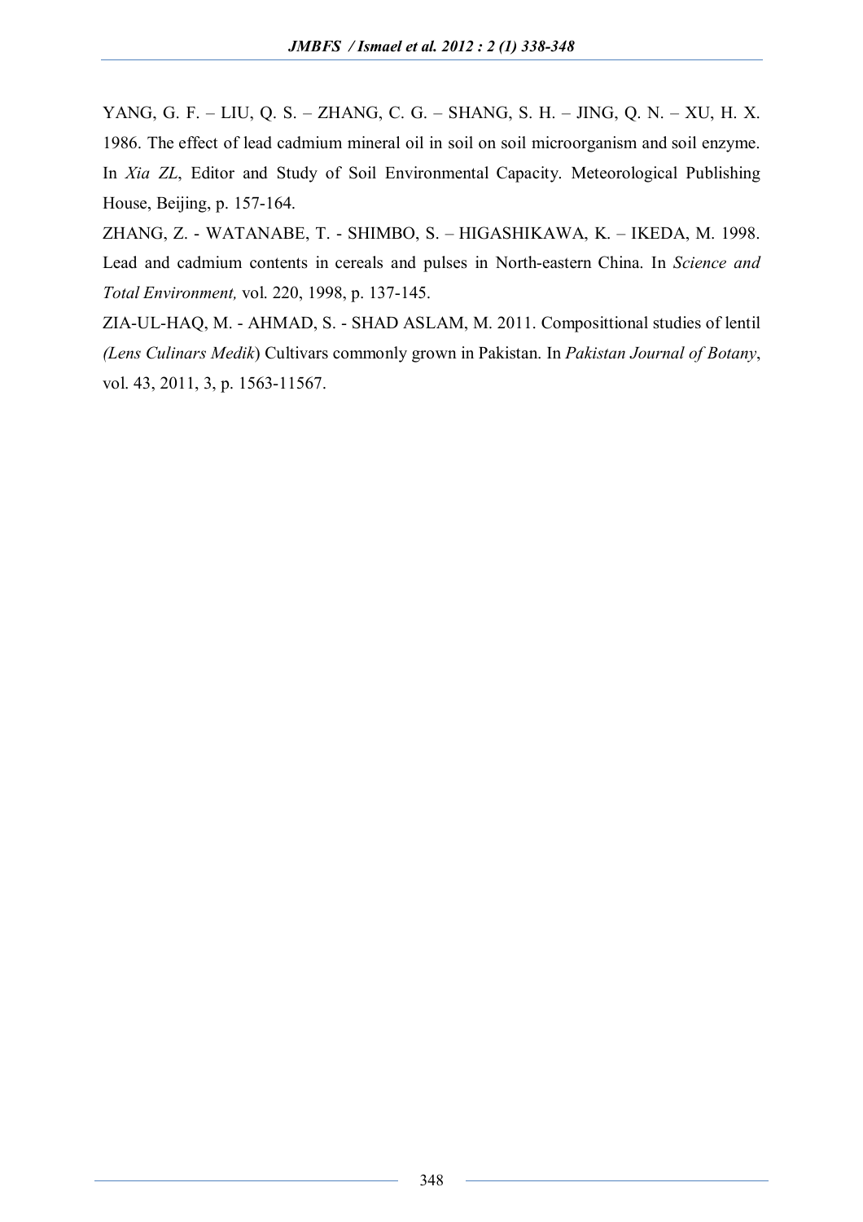YANG, G. F. – LIU, Q. S. – ZHANG, C. G. – SHANG, S. H. – JING, Q. N. – XU, H. X. 1986. The effect of lead cadmium mineral oil in soil on soil microorganism and soil enzyme. In *Xia ZL*, Editor and Study of Soil Environmental Capacity. Meteorological Publishing House, Beijing, p. 157-164.

ZHANG, Z. - WATANABE, T. - SHIMBO, S. – HIGASHIKAWA, K. – IKEDA, M. 1998. Lead and cadmium contents in cereals and pulses in North-eastern China. In *Science and Total Environment,* vol. 220, 1998, p. 137-145.

ZIA-UL-HAQ, M. - AHMAD, S. - SHAD ASLAM, M. 2011. Composittional studies of lentil *(Lens Culinars Medik*) Cultivars commonly grown in Pakistan. In *Pakistan Journal of Botany*, vol. 43, 2011, 3, p. 1563-11567.